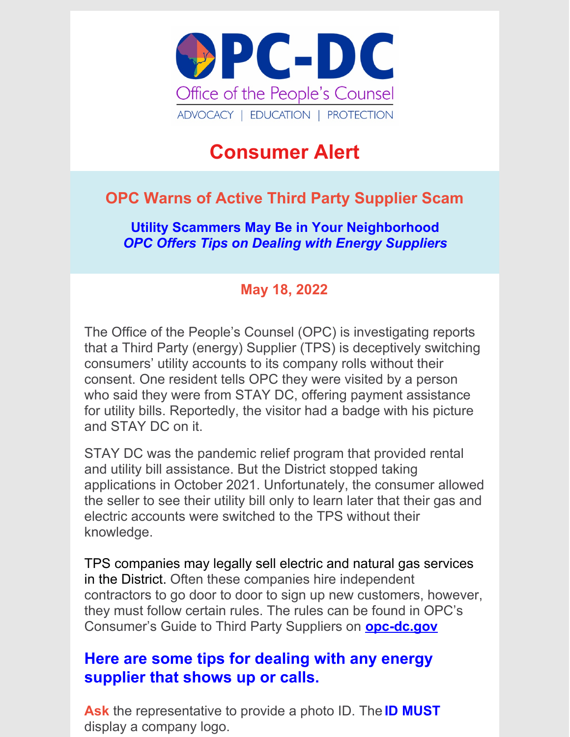# OPC-DC

Office of the People's Counsel

ADVOCACY | EDUCATION | PROTECTION

# Consumer Alert

## OPC Warns of Active Third Party Supplier Scam

**Utility Scammers May Be in Your Neighborhood**
***OPC Offers Tips on Dealing with Energy Suppliers***

**May 18, 2022**

The Office of the People's Counsel (OPC) is investigating reports that a Third Party (energy) Supplier (TPS) is deceptively switching consumers' utility accounts to its company rolls without their consent. One resident tells OPC they were visited by a person who said they were from STAY DC, offering payment assistance for utility bills. Reportedly, the visitor had a badge with his picture and STAY DC on it.

STAY DC was the pandemic relief program that provided rental and utility bill assistance. But the District stopped taking applications in October 2021. Unfortunately, the consumer allowed the seller to see their utility bill only to learn later that their gas and electric accounts were switched to the TPS without their knowledge.

TPS companies may legally sell electric and natural gas services in the District. Often these companies hire independent contractors to go door to door to sign up new customers, however, they must follow certain rules. The rules can be found in OPC's Consumer's Guide to Third Party Suppliers on **opc-dc.gov**

### Here are some tips for dealing with any energy supplier that shows up or calls.

**Ask** the representative to provide a photo ID. The **ID MUST** display a company logo.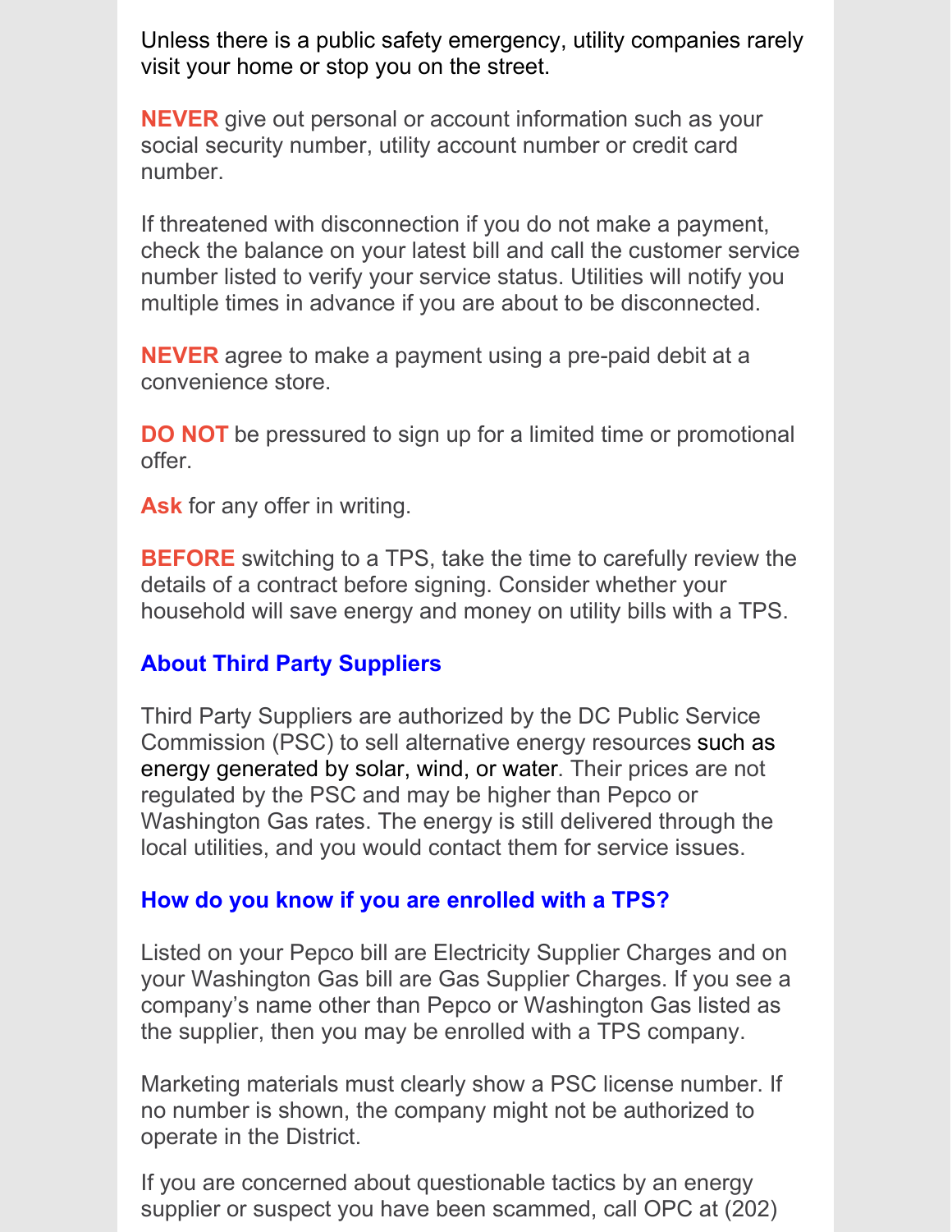Unless there is a public safety emergency, utility companies rarely visit your home or stop you on the street.

**NEVER** give out personal or account information such as your social security number, utility account number or credit card number.

If threatened with disconnection if you do not make a payment, check the balance on your latest bill and call the customer service number listed to verify your service status. Utilities will notify you multiple times in advance if you are about to be disconnected.

**NEVER** agree to make a payment using a pre-paid debit at a convenience store.

**DO NOT** be pressured to sign up for a limited time or promotional offer.

**Ask** for any offer in writing.

**BEFORE** switching to a TPS, take the time to carefully review the details of a contract before signing. Consider whether your household will save energy and money on utility bills with a TPS.

### About Third Party Suppliers

Third Party Suppliers are authorized by the DC Public Service Commission (PSC) to sell alternative energy resources such as energy generated by solar, wind, or water. Their prices are not regulated by the PSC and may be higher than Pepco or Washington Gas rates. The energy is still delivered through the local utilities, and you would contact them for service issues.

### How do you know if you are enrolled with a TPS?

Listed on your Pepco bill are Electricity Supplier Charges and on your Washington Gas bill are Gas Supplier Charges. If you see a company's name other than Pepco or Washington Gas listed as the supplier, then you may be enrolled with a TPS company.

Marketing materials must clearly show a PSC license number. If no number is shown, the company might not be authorized to operate in the District.

If you are concerned about questionable tactics by an energy supplier or suspect you have been scammed, call OPC at (202)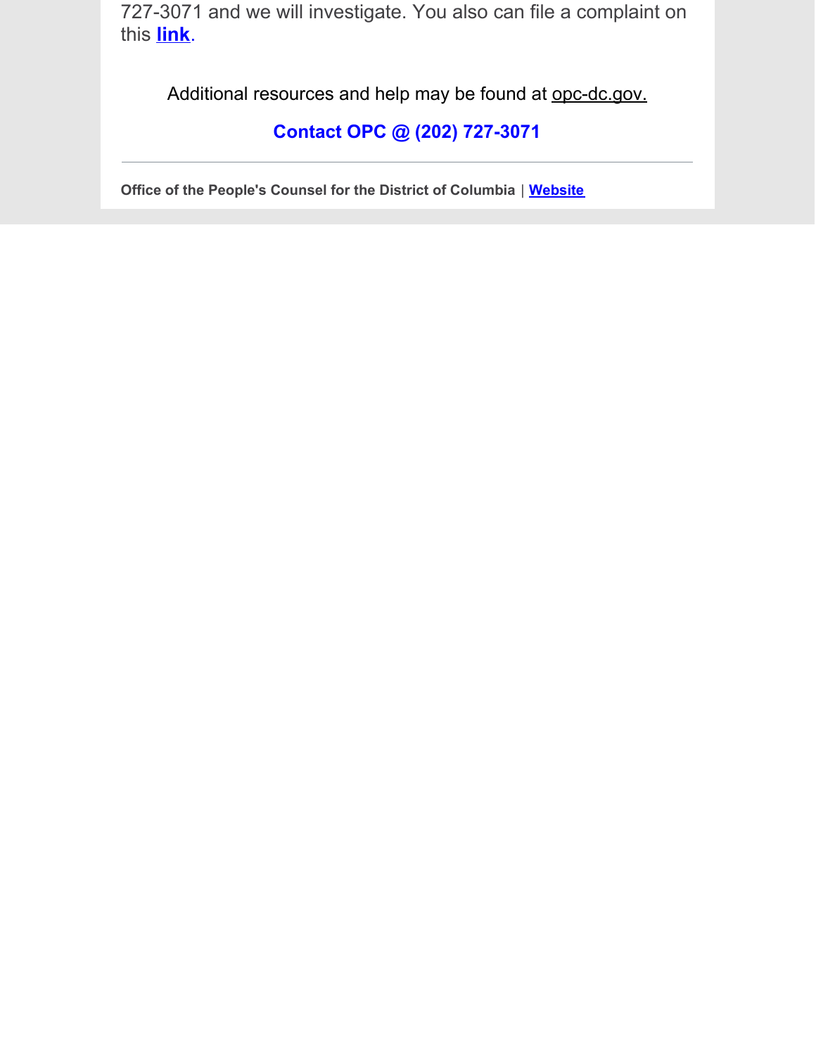727-3071 and we will investigate. You also can file a complaint on this **link**.

Additional resources and help may be found at opc-dc.gov.

**Contact OPC @ (202) 727-3071**

---

**Office of the People's Counsel for the District of Columbia** | **Website**